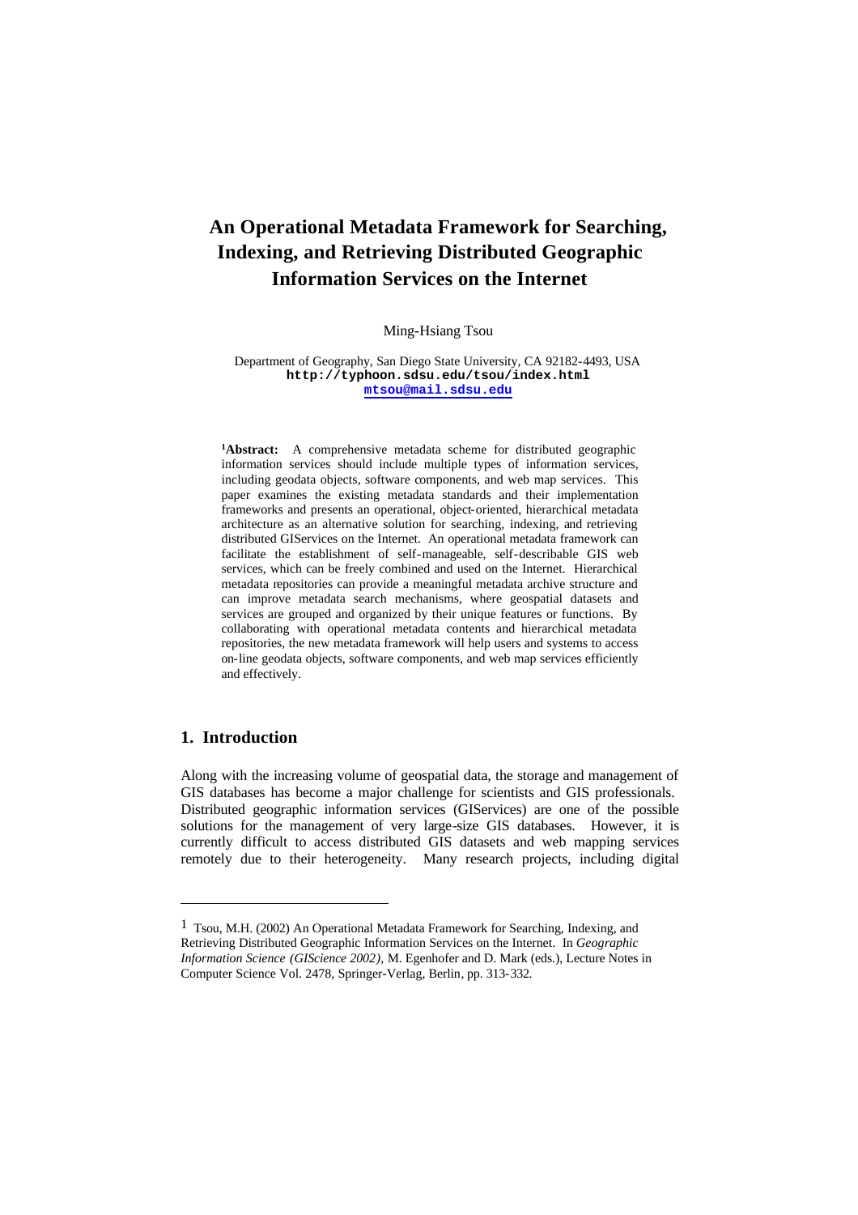# An Operational Metadata Framework for Searching, Indexing, and Retrieving Distributed Geographic Information Services on the Internet

Ming-Hsiang Tsou

Department of Geography, San Diego State University, CA 92182-4493, USA
http://typhoon.sdsu.edu/tsou/index.html
mtsou@mail.sdsu.edu

[1]**Abstract:** A comprehensive metadata scheme for distributed geographic information services should include multiple types of information services, including geodata objects, software components, and web map services. This paper examines the existing metadata standards and their implementation frameworks and presents an operational, object-oriented, hierarchical metadata architecture as an alternative solution for searching, indexing, and retrieving distributed GIServices on the Internet. An operational metadata framework can facilitate the establishment of self-manageable, self-describable GIS web services, which can be freely combined and used on the Internet. Hierarchical metadata repositories can provide a meaningful metadata archive structure and can improve metadata search mechanisms, where geospatial datasets and services are grouped and organized by their unique features or functions. By collaborating with operational metadata contents and hierarchical metadata repositories, the new metadata framework will help users and systems to access on-line geodata objects, software components, and web map services efficiently and effectively.

## 1. Introduction

Along with the increasing volume of geospatial data, the storage and management of GIS databases has become a major challenge for scientists and GIS professionals. Distributed geographic information services (GIServices) are one of the possible solutions for the management of very large-size GIS databases. However, it is currently difficult to access distributed GIS datasets and web mapping services remotely due to their heterogeneity. Many research projects, including digital

[1] Tsou, M.H. (2002) An Operational Metadata Framework for Searching, Indexing, and Retrieving Distributed Geographic Information Services on the Internet. In *Geographic Information Science (GIScience 2002)*, M. Egenhofer and D. Mark (eds.), Lecture Notes in Computer Science Vol. 2478, Springer-Verlag, Berlin, pp. 313-332.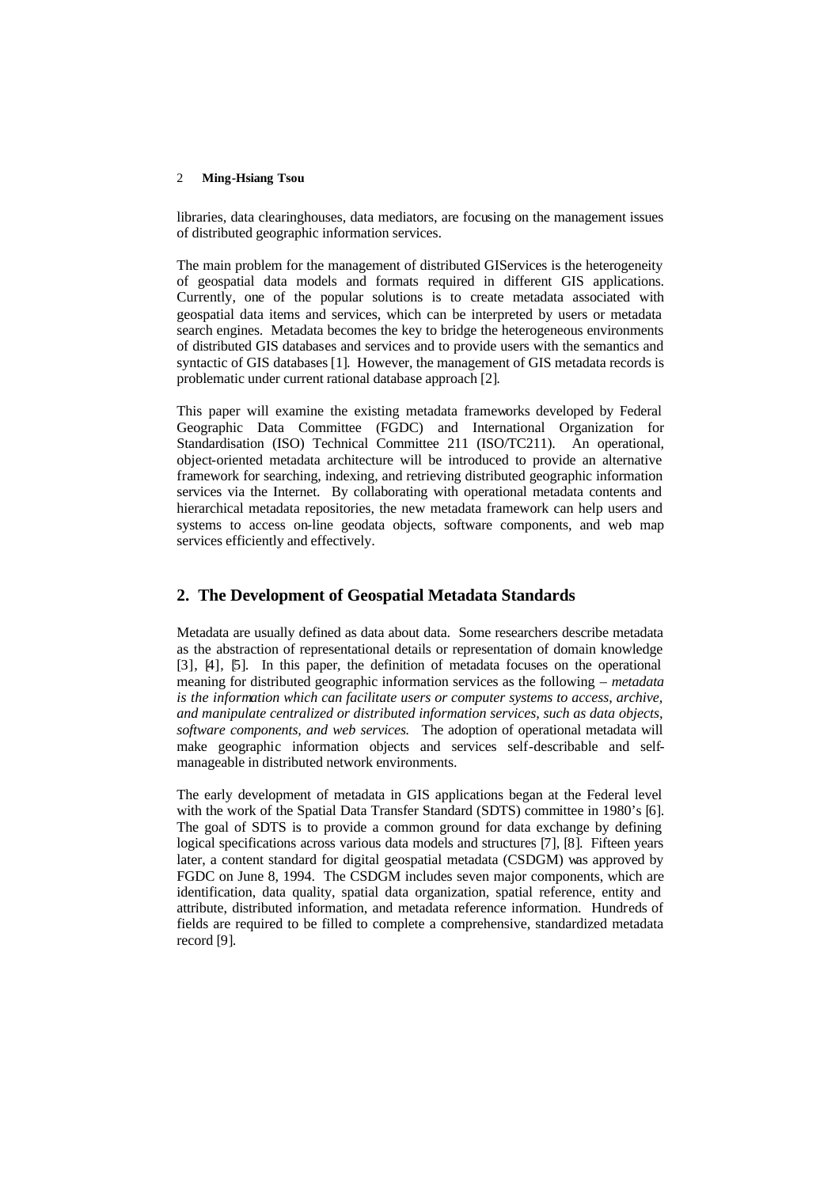libraries, data clearinghouses, data mediators, are focusing on the management issues of distributed geographic information services.

The main problem for the management of distributed GIServices is the heterogeneity of geospatial data models and formats required in different GIS applications. Currently, one of the popular solutions is to create metadata associated with geospatial data items and services, which can be interpreted by users or metadata search engines. Metadata becomes the key to bridge the heterogeneous environments of distributed GIS databases and services and to provide users with the semantics and syntactic of GIS databases [1]. However, the management of GIS metadata records is problematic under current rational database approach [2].

This paper will examine the existing metadata frameworks developed by Federal Geographic Data Committee (FGDC) and International Organization for Standardisation (ISO) Technical Committee 211 (ISO/TC211). An operational, object-oriented metadata architecture will be introduced to provide an alternative framework for searching, indexing, and retrieving distributed geographic information services via the Internet. By collaborating with operational metadata contents and hierarchical metadata repositories, the new metadata framework can help users and systems to access on-line geodata objects, software components, and web map services efficiently and effectively.

## 2. The Development of Geospatial Metadata Standards

Metadata are usually defined as data about data. Some researchers describe metadata as the abstraction of representational details or representation of domain knowledge [3], [4], [5]. In this paper, the definition of metadata focuses on the operational meaning for distributed geographic information services as the following – *metadata is the information which can facilitate users or computer systems to access, archive, and manipulate centralized or distributed information services, such as data objects, software components, and web services.* The adoption of operational metadata will make geographic information objects and services self-describable and self-manageable in distributed network environments.

The early development of metadata in GIS applications began at the Federal level with the work of the Spatial Data Transfer Standard (SDTS) committee in 1980's [6]. The goal of SDTS is to provide a common ground for data exchange by defining logical specifications across various data models and structures [7], [8]. Fifteen years later, a content standard for digital geospatial metadata (CSDGM) was approved by FGDC on June 8, 1994. The CSDGM includes seven major components, which are identification, data quality, spatial data organization, spatial reference, entity and attribute, distributed information, and metadata reference information. Hundreds of fields are required to be filled to complete a comprehensive, standardized metadata record [9].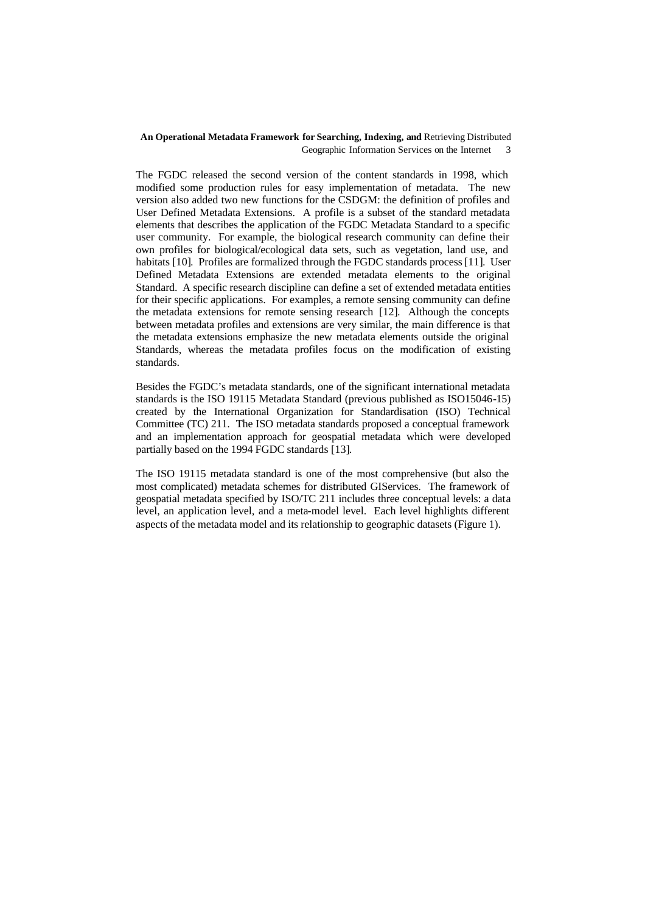The FGDC released the second version of the content standards in 1998, which modified some production rules for easy implementation of metadata. The new version also added two new functions for the CSDGM: the definition of profiles and User Defined Metadata Extensions. A profile is a subset of the standard metadata elements that describes the application of the FGDC Metadata Standard to a specific user community. For example, the biological research community can define their own profiles for biological/ecological data sets, such as vegetation, land use, and habitats [10]. Profiles are formalized through the FGDC standards process [11]. User Defined Metadata Extensions are extended metadata elements to the original Standard. A specific research discipline can define a set of extended metadata entities for their specific applications. For examples, a remote sensing community can define the metadata extensions for remote sensing research [12]. Although the concepts between metadata profiles and extensions are very similar, the main difference is that the metadata extensions emphasize the new metadata elements outside the original Standards, whereas the metadata profiles focus on the modification of existing standards.

Besides the FGDC's metadata standards, one of the significant international metadata standards is the ISO 19115 Metadata Standard (previous published as ISO15046-15) created by the International Organization for Standardisation (ISO) Technical Committee (TC) 211. The ISO metadata standards proposed a conceptual framework and an implementation approach for geospatial metadata which were developed partially based on the 1994 FGDC standards [13].

The ISO 19115 metadata standard is one of the most comprehensive (but also the most complicated) metadata schemes for distributed GIServices. The framework of geospatial metadata specified by ISO/TC 211 includes three conceptual levels: a data level, an application level, and a meta-model level. Each level highlights different aspects of the metadata model and its relationship to geographic datasets (Figure 1).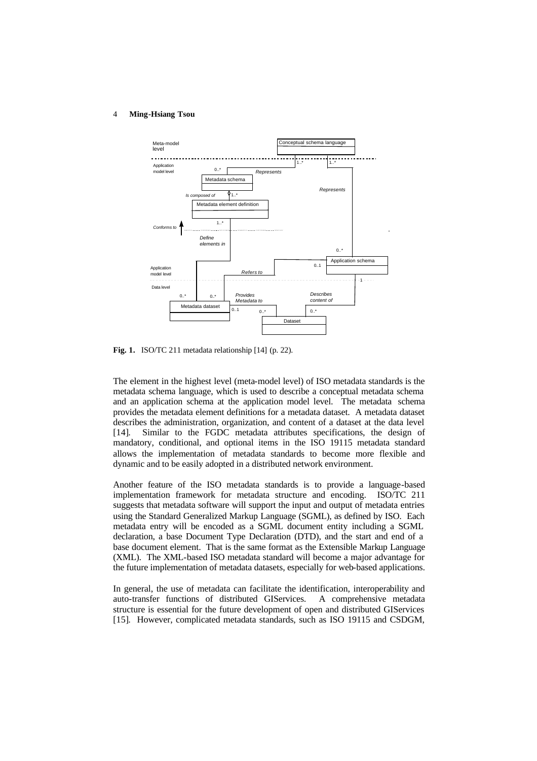Fig. 1. ISO/TC 211 metadata relationship [14] (p. 22).

The element in the highest level (meta-model level) of ISO metadata standards is the metadata schema language, which is used to describe a conceptual metadata schema and an application schema at the application model level. The metadata schema provides the metadata element definitions for a metadata dataset. A metadata dataset describes the administration, organization, and content of a dataset at the data level [14]. Similar to the FGDC metadata attributes specifications, the design of mandatory, conditional, and optional items in the ISO 19115 metadata standard allows the implementation of metadata standards to become more flexible and dynamic and to be easily adopted in a distributed network environment.

Another feature of the ISO metadata standards is to provide a language-based implementation framework for metadata structure and encoding. ISO/TC 211 suggests that metadata software will support the input and output of metadata entries using the Standard Generalized Markup Language (SGML), as defined by ISO. Each metadata entry will be encoded as a SGML document entity including a SGML declaration, a base Document Type Declaration (DTD), and the start and end of a base document element. That is the same format as the Extensible Markup Language (XML). The XML-based ISO metadata standard will become a major advantage for the future implementation of metadata datasets, especially for web-based applications.

In general, the use of metadata can facilitate the identification, interoperability and auto-transfer functions of distributed GIServices. A comprehensive metadata structure is essential for the future development of open and distributed GIServices [15]. However, complicated metadata standards, such as ISO 19115 and CSDGM,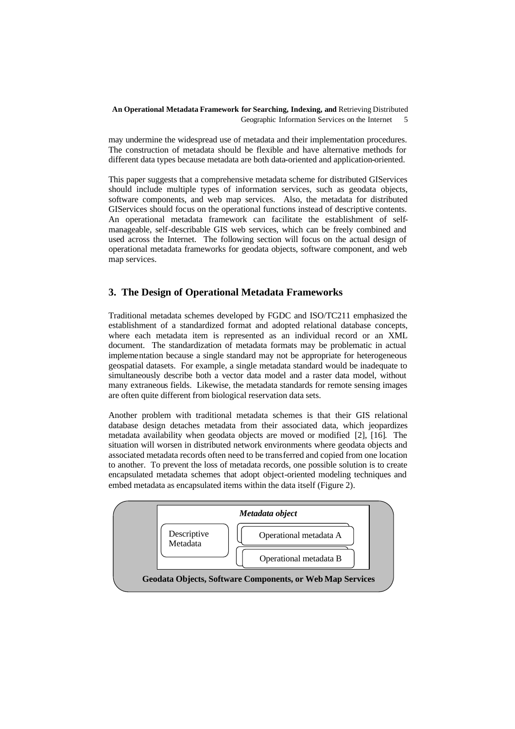may undermine the widespread use of metadata and their implementation procedures. The construction of metadata should be flexible and have alternative methods for different data types because metadata are both data-oriented and application-oriented.

This paper suggests that a comprehensive metadata scheme for distributed GIServices should include multiple types of information services, such as geodata objects, software components, and web map services. Also, the metadata for distributed GIServices should focus on the operational functions instead of descriptive contents. An operational metadata framework can facilitate the establishment of self-manageable, self-describable GIS web services, which can be freely combined and used across the Internet. The following section will focus on the actual design of operational metadata frameworks for geodata objects, software component, and web map services.

## 3. The Design of Operational Metadata Frameworks

Traditional metadata schemes developed by FGDC and ISO/TC211 emphasized the establishment of a standardized format and adopted relational database concepts, where each metadata item is represented as an individual record or an XML document. The standardization of metadata formats may be problematic in actual implementation because a single standard may not be appropriate for heterogeneous geospatial datasets. For example, a single metadata standard would be inadequate to simultaneously describe both a vector data model and a raster data model, without many extraneous fields. Likewise, the metadata standards for remote sensing images are often quite different from biological reservation data sets.

Another problem with traditional metadata schemes is that their GIS relational database design detaches metadata from their associated data, which jeopardizes metadata availability when geodata objects are moved or modified [2], [16]. The situation will worsen in distributed network environments where geodata objects and associated metadata records often need to be transferred and copied from one location to another. To prevent the loss of metadata records, one possible solution is to create encapsulated metadata schemes that adopt object-oriented modeling techniques and embed metadata as encapsulated items within the data itself (Figure 2).

*Metadata object*

Descriptive Metadata

Operational metadata A

Operational metadata B

**Geodata Objects, Software Components, or Web Map Services**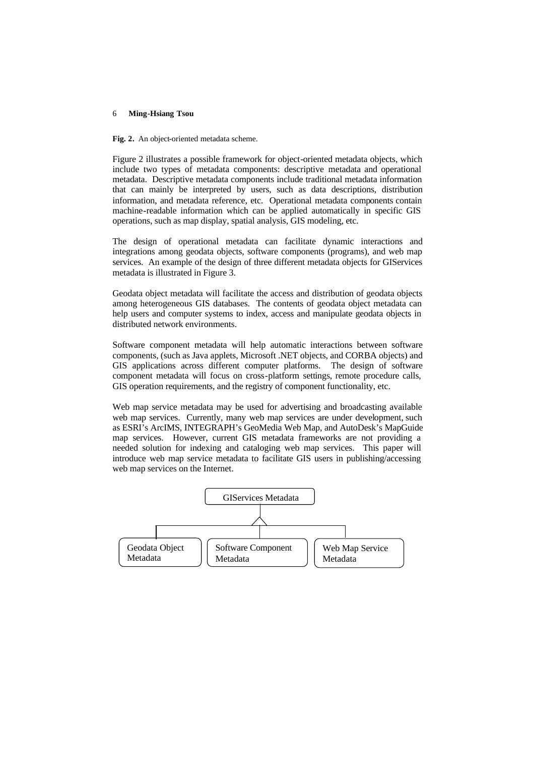**Fig. 2.** An object-oriented metadata scheme.

Figure 2 illustrates a possible framework for object-oriented metadata objects, which include two types of metadata components: descriptive metadata and operational metadata. Descriptive metadata components include traditional metadata information that can mainly be interpreted by users, such as data descriptions, distribution information, and metadata reference, etc. Operational metadata components contain machine-readable information which can be applied automatically in specific GIS operations, such as map display, spatial analysis, GIS modeling, etc.

The design of operational metadata can facilitate dynamic interactions and integrations among geodata objects, software components (programs), and web map services. An example of the design of three different metadata objects for GIServices metadata is illustrated in Figure 3.

Geodata object metadata will facilitate the access and distribution of geodata objects among heterogeneous GIS databases. The contents of geodata object metadata can help users and computer systems to index, access and manipulate geodata objects in distributed network environments.

Software component metadata will help automatic interactions between software components, (such as Java applets, Microsoft .NET objects, and CORBA objects) and GIS applications across different computer platforms. The design of software component metadata will focus on cross-platform settings, remote procedure calls, GIS operation requirements, and the registry of component functionality, etc.

Web map service metadata may be used for advertising and broadcasting available web map services. Currently, many web map services are under development, such as ESRI's ArcIMS, INTEGRAPH's GeoMedia Web Map, and AutoDesk's MapGuide map services. However, current GIS metadata frameworks are not providing a needed solution for indexing and cataloging web map services. This paper will introduce web map service metadata to facilitate GIS users in publishing/accessing web map services on the Internet.

GIServices Metadata

Geodata Object Metadata | Software Component Metadata | Web Map Service Metadata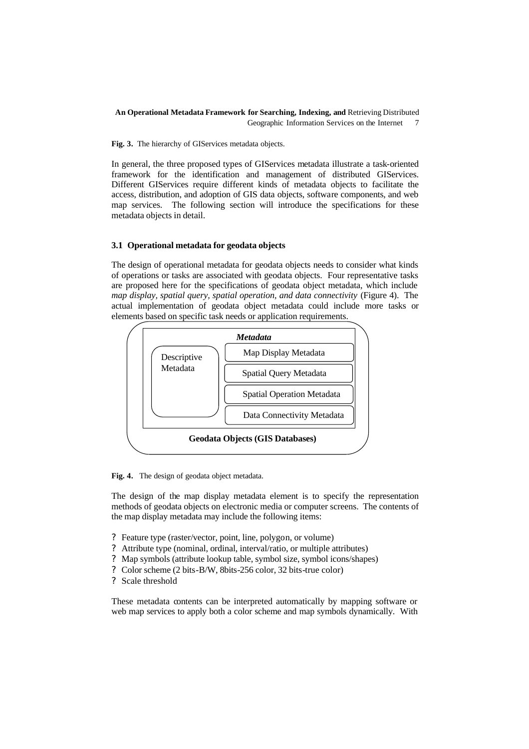**Fig. 3.** The hierarchy of GIServices metadata objects.

In general, the three proposed types of GIServices metadata illustrate a task-oriented framework for the identification and management of distributed GIServices. Different GIServices require different kinds of metadata objects to facilitate the access, distribution, and adoption of GIS data objects, software components, and web map services. The following section will introduce the specifications for these metadata objects in detail.

### 3.1 Operational metadata for geodata objects

The design of operational metadata for geodata objects needs to consider what kinds of operations or tasks are associated with geodata objects. Four representative tasks are proposed here for the specifications of geodata object metadata, which include *map display, spatial query, spatial operation, and data connectivity* (Figure 4). The actual implementation of geodata object metadata could include more tasks or elements based on specific task needs or application requirements.

*Metadata*

Descriptive Metadata

Map Display Metadata

Spatial Query Metadata

Spatial Operation Metadata

Data Connectivity Metadata

**Geodata Objects (GIS Databases)**

**Fig. 4.** The design of geodata object metadata.

The design of the map display metadata element is to specify the representation methods of geodata objects on electronic media or computer screens. The contents of the map display metadata may include the following items:

- Feature type (raster/vector, point, line, polygon, or volume)
- Attribute type (nominal, ordinal, interval/ratio, or multiple attributes)
- Map symbols (attribute lookup table, symbol size, symbol icons/shapes)
- Color scheme (2 bits-B/W, 8bits-256 color, 32 bits-true color)
- Scale threshold

These metadata contents can be interpreted automatically by mapping software or web map services to apply both a color scheme and map symbols dynamically. With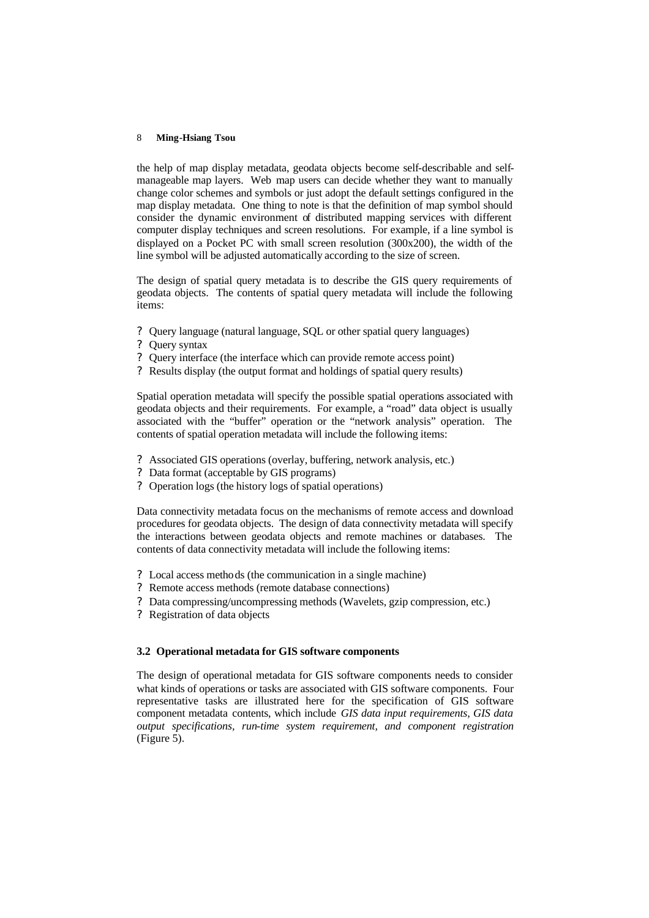the help of map display metadata, geodata objects become self-describable and self-manageable map layers. Web map users can decide whether they want to manually change color schemes and symbols or just adopt the default settings configured in the map display metadata. One thing to note is that the definition of map symbol should consider the dynamic environment of distributed mapping services with different computer display techniques and screen resolutions. For example, if a line symbol is displayed on a Pocket PC with small screen resolution (300x200), the width of the line symbol will be adjusted automatically according to the size of screen.

The design of spatial query metadata is to describe the GIS query requirements of geodata objects. The contents of spatial query metadata will include the following items:

- Query language (natural language, SQL or other spatial query languages)
- Query syntax
- Query interface (the interface which can provide remote access point)
- Results display (the output format and holdings of spatial query results)

Spatial operation metadata will specify the possible spatial operations associated with geodata objects and their requirements. For example, a "road" data object is usually associated with the "buffer" operation or the "network analysis" operation. The contents of spatial operation metadata will include the following items:

- Associated GIS operations (overlay, buffering, network analysis, etc.)
- Data format (acceptable by GIS programs)
- Operation logs (the history logs of spatial operations)

Data connectivity metadata focus on the mechanisms of remote access and download procedures for geodata objects. The design of data connectivity metadata will specify the interactions between geodata objects and remote machines or databases. The contents of data connectivity metadata will include the following items:

- Local access methods (the communication in a single machine)
- Remote access methods (remote database connections)
- Data compressing/uncompressing methods (Wavelets, gzip compression, etc.)
- Registration of data objects

### 3.2 Operational metadata for GIS software components

The design of operational metadata for GIS software components needs to consider what kinds of operations or tasks are associated with GIS software components. Four representative tasks are illustrated here for the specification of GIS software component metadata contents, which include *GIS data input requirements, GIS data output specifications, run-time system requirement, and component registration* (Figure 5).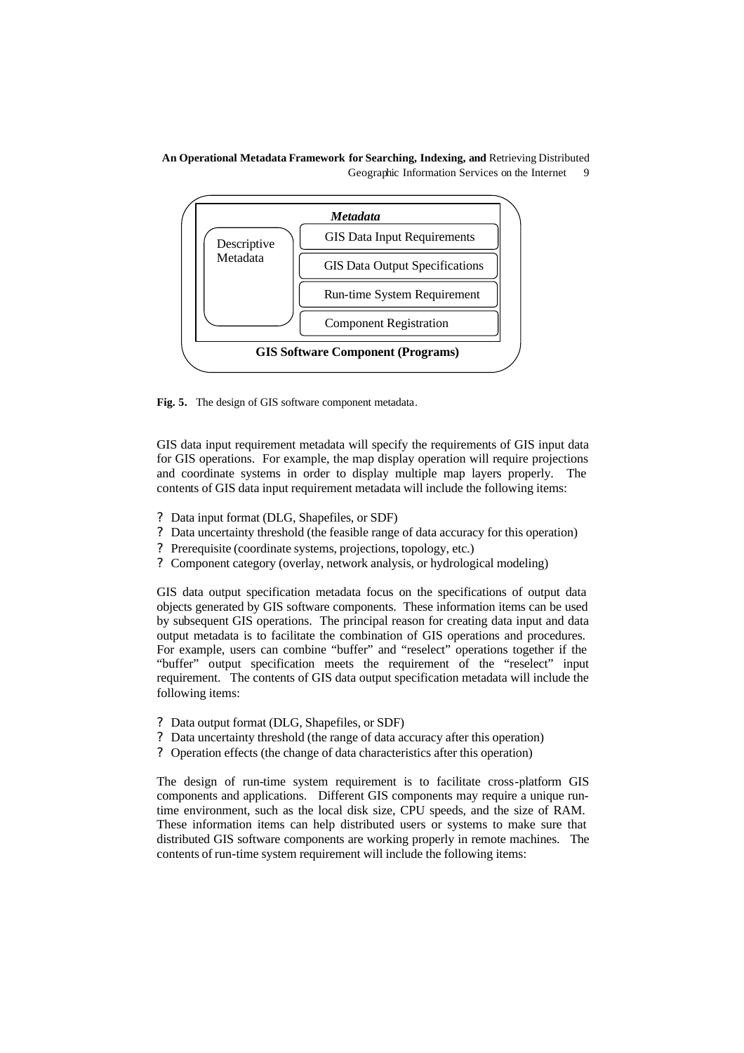Metadata

Descriptive Metadata

GIS Data Input Requirements

GIS Data Output Specifications

Run-time System Requirement

Component Registration

GIS Software Component (Programs)

**Fig. 5.** The design of GIS software component metadata.

GIS data input requirement metadata will specify the requirements of GIS input data for GIS operations. For example, the map display operation will require projections and coordinate systems in order to display multiple map layers properly. The contents of GIS data input requirement metadata will include the following items:

- Data input format (DLG, Shapefiles, or SDF)
- Data uncertainty threshold (the feasible range of data accuracy for this operation)
- Prerequisite (coordinate systems, projections, topology, etc.)
- Component category (overlay, network analysis, or hydrological modeling)

GIS data output specification metadata focus on the specifications of output data objects generated by GIS software components. These information items can be used by subsequent GIS operations. The principal reason for creating data input and data output metadata is to facilitate the combination of GIS operations and procedures. For example, users can combine "buffer" and "reselect" operations together if the "buffer" output specification meets the requirement of the "reselect" input requirement. The contents of GIS data output specification metadata will include the following items:

- Data output format (DLG, Shapefiles, or SDF)
- Data uncertainty threshold (the range of data accuracy after this operation)
- Operation effects (the change of data characteristics after this operation)

The design of run-time system requirement is to facilitate cross-platform GIS components and applications. Different GIS components may require a unique run-time environment, such as the local disk size, CPU speeds, and the size of RAM. These information items can help distributed users or systems to make sure that distributed GIS software components are working properly in remote machines. The contents of run-time system requirement will include the following items: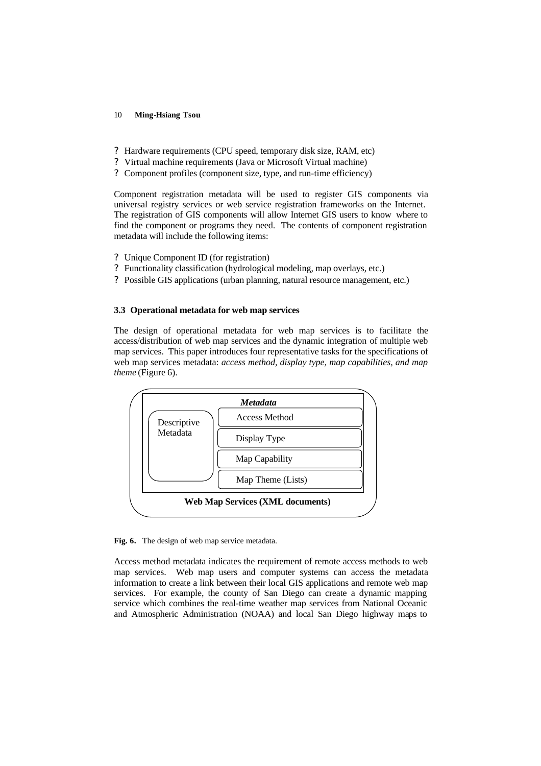- Hardware requirements (CPU speed, temporary disk size, RAM, etc)
- Virtual machine requirements (Java or Microsoft Virtual machine)
- Component profiles (component size, type, and run-time efficiency)

Component registration metadata will be used to register GIS components via universal registry services or web service registration frameworks on the Internet. The registration of GIS components will allow Internet GIS users to know where to find the component or programs they need. The contents of component registration metadata will include the following items:

- Unique Component ID (for registration)
- Functionality classification (hydrological modeling, map overlays, etc.)
- Possible GIS applications (urban planning, natural resource management, etc.)

### 3.3 Operational metadata for web map services

The design of operational metadata for web map services is to facilitate the access/distribution of web map services and the dynamic integration of multiple web map services. This paper introduces four representative tasks for the specifications of web map services metadata: *access method, display type, map capabilities, and map theme* (Figure 6).

*Metadata*: Descriptive Metadata; Access Method; Display Type; Map Capability; Map Theme (Lists)

**Web Map Services (XML documents)**

**Fig. 6.** The design of web map service metadata.

Access method metadata indicates the requirement of remote access methods to web map services. Web map users and computer systems can access the metadata information to create a link between their local GIS applications and remote web map services. For example, the county of San Diego can create a dynamic mapping service which combines the real-time weather map services from National Oceanic and Atmospheric Administration (NOAA) and local San Diego highway maps to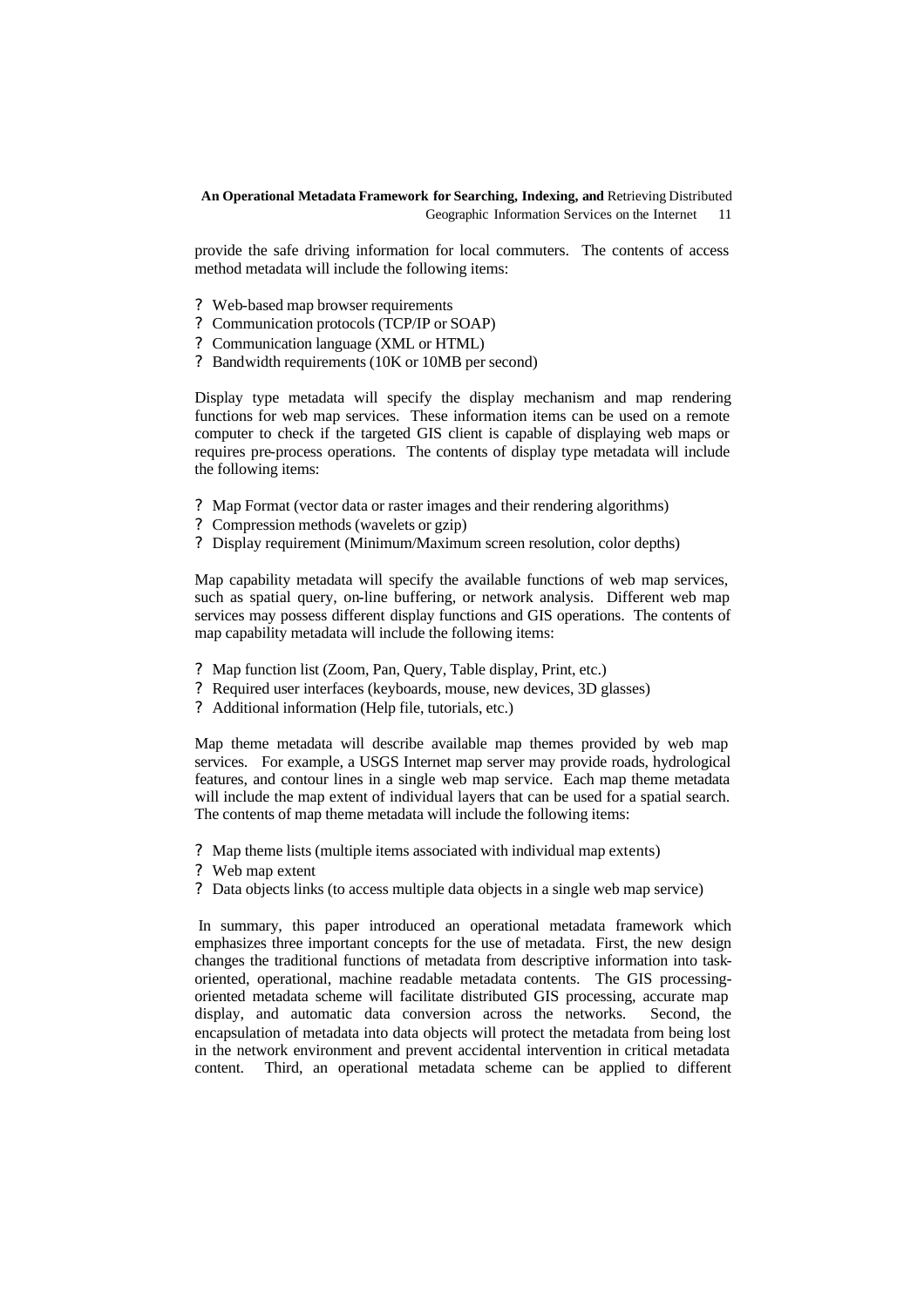provide the safe driving information for local commuters. The contents of access method metadata will include the following items:

- Web-based map browser requirements
- Communication protocols (TCP/IP or SOAP)
- Communication language (XML or HTML)
- Bandwidth requirements (10K or 10MB per second)

Display type metadata will specify the display mechanism and map rendering functions for web map services. These information items can be used on a remote computer to check if the targeted GIS client is capable of displaying web maps or requires pre-process operations. The contents of display type metadata will include the following items:

- Map Format (vector data or raster images and their rendering algorithms)
- Compression methods (wavelets or gzip)
- Display requirement (Minimum/Maximum screen resolution, color depths)

Map capability metadata will specify the available functions of web map services, such as spatial query, on-line buffering, or network analysis. Different web map services may possess different display functions and GIS operations. The contents of map capability metadata will include the following items:

- Map function list (Zoom, Pan, Query, Table display, Print, etc.)
- Required user interfaces (keyboards, mouse, new devices, 3D glasses)
- Additional information (Help file, tutorials, etc.)

Map theme metadata will describe available map themes provided by web map services. For example, a USGS Internet map server may provide roads, hydrological features, and contour lines in a single web map service. Each map theme metadata will include the map extent of individual layers that can be used for a spatial search. The contents of map theme metadata will include the following items:

- Map theme lists (multiple items associated with individual map extents)
- Web map extent
- Data objects links (to access multiple data objects in a single web map service)

In summary, this paper introduced an operational metadata framework which emphasizes three important concepts for the use of metadata. First, the new design changes the traditional functions of metadata from descriptive information into task-oriented, operational, machine readable metadata contents. The GIS processing-oriented metadata scheme will facilitate distributed GIS processing, accurate map display, and automatic data conversion across the networks. Second, the encapsulation of metadata into data objects will protect the metadata from being lost in the network environment and prevent accidental intervention in critical metadata content. Third, an operational metadata scheme can be applied to different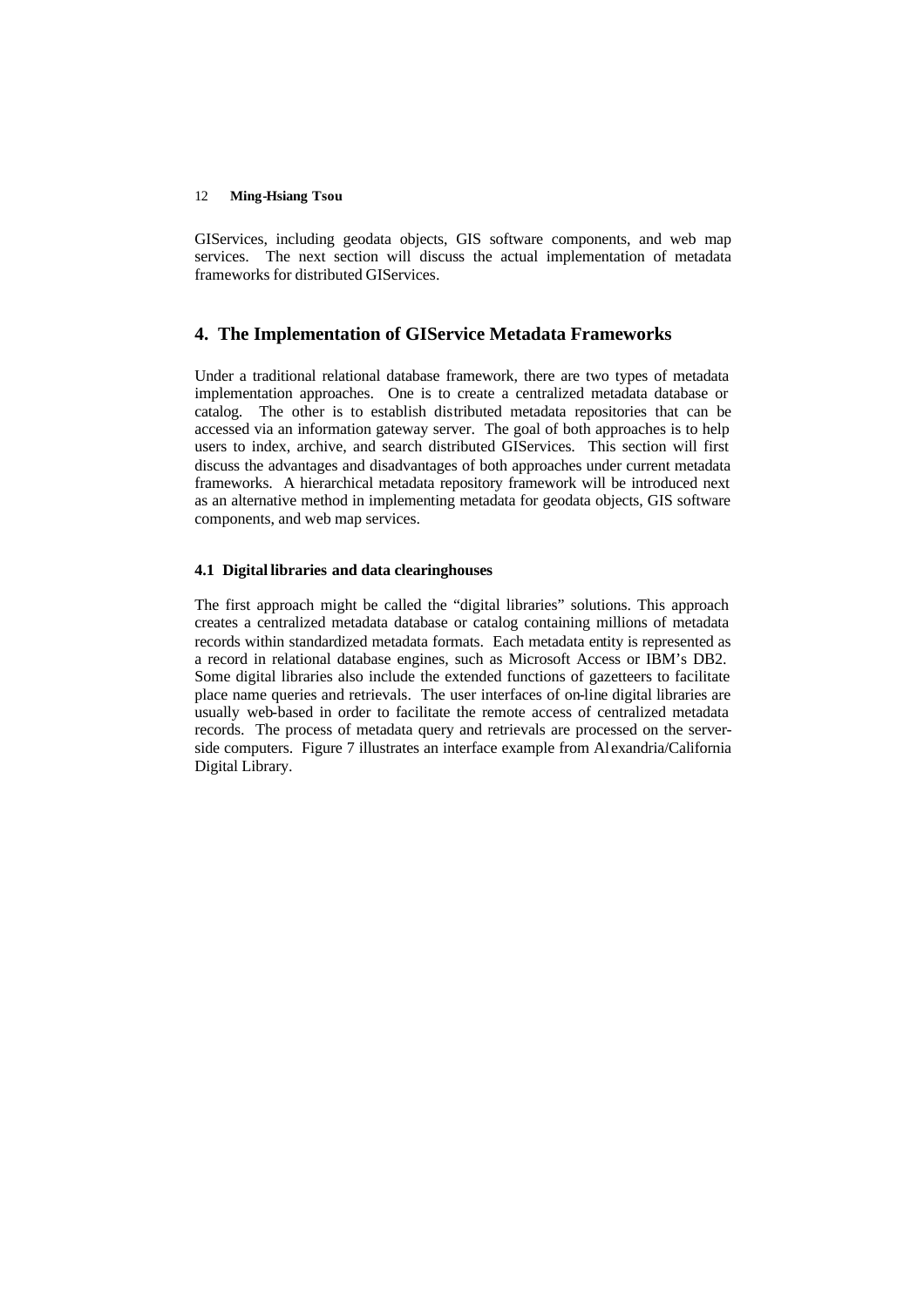GIServices, including geodata objects, GIS software components, and web map services. The next section will discuss the actual implementation of metadata frameworks for distributed GIServices.

## 4. The Implementation of GIService Metadata Frameworks

Under a traditional relational database framework, there are two types of metadata implementation approaches. One is to create a centralized metadata database or catalog. The other is to establish distributed metadata repositories that can be accessed via an information gateway server. The goal of both approaches is to help users to index, archive, and search distributed GIServices. This section will first discuss the advantages and disadvantages of both approaches under current metadata frameworks. A hierarchical metadata repository framework will be introduced next as an alternative method in implementing metadata for geodata objects, GIS software components, and web map services.

### 4.1 Digital libraries and data clearinghouses

The first approach might be called the "digital libraries" solutions. This approach creates a centralized metadata database or catalog containing millions of metadata records within standardized metadata formats. Each metadata entity is represented as a record in relational database engines, such as Microsoft Access or IBM's DB2. Some digital libraries also include the extended functions of gazetteers to facilitate place name queries and retrievals. The user interfaces of on-line digital libraries are usually web-based in order to facilitate the remote access of centralized metadata records. The process of metadata query and retrievals are processed on the server-side computers. Figure 7 illustrates an interface example from Alexandria/California Digital Library.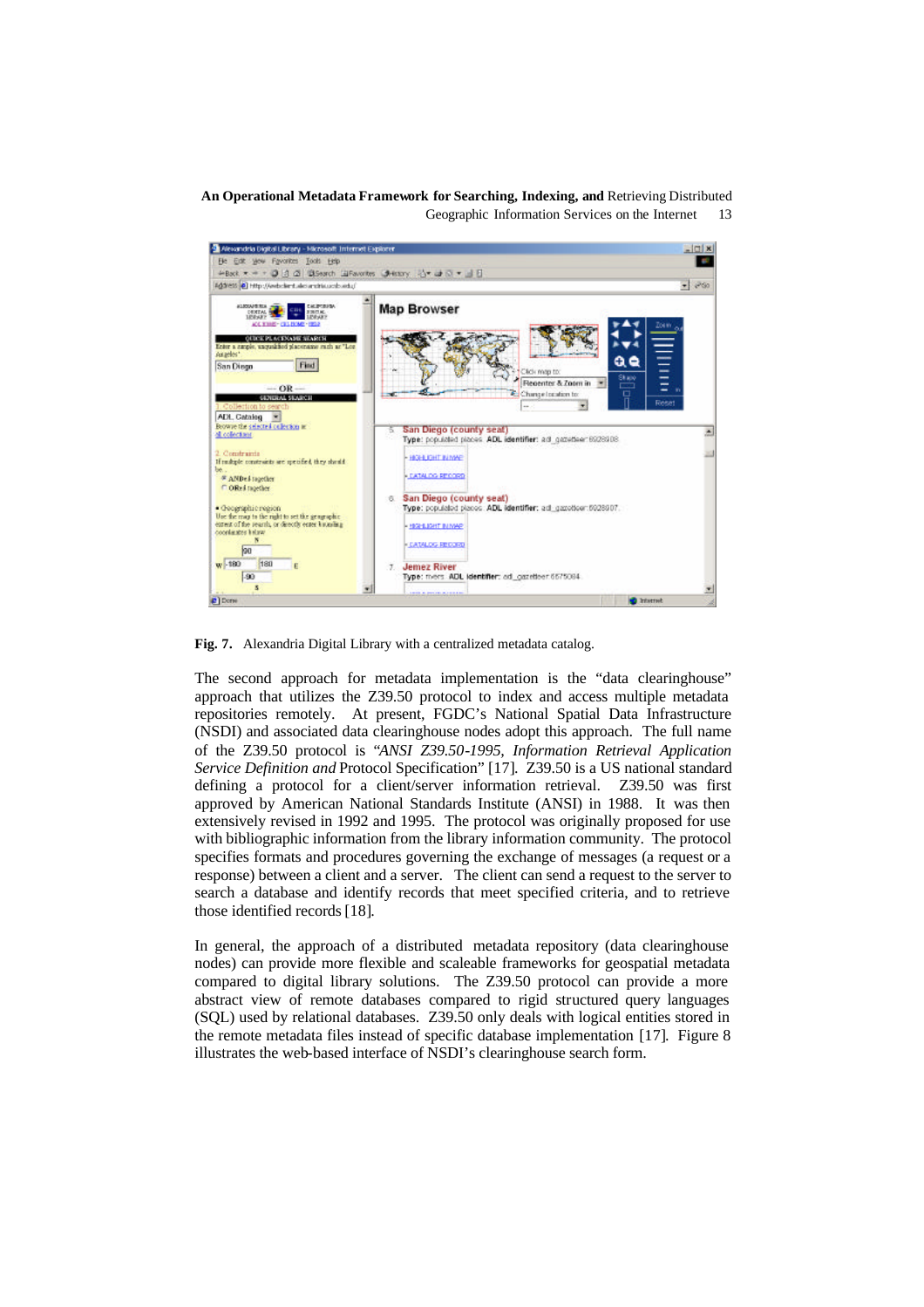**Fig. 7.** Alexandria Digital Library with a centralized metadata catalog.

The second approach for metadata implementation is the "data clearinghouse" approach that utilizes the Z39.50 protocol to index and access multiple metadata repositories remotely. At present, FGDC's National Spatial Data Infrastructure (NSDI) and associated data clearinghouse nodes adopt this approach. The full name of the Z39.50 protocol is "*ANSI Z39.50-1995, Information Retrieval Application Service Definition and* Protocol Specification" [17]. Z39.50 is a US national standard defining a protocol for a client/server information retrieval. Z39.50 was first approved by American National Standards Institute (ANSI) in 1988. It was then extensively revised in 1992 and 1995. The protocol was originally proposed for use with bibliographic information from the library information community. The protocol specifies formats and procedures governing the exchange of messages (a request or a response) between a client and a server. The client can send a request to the server to search a database and identify records that meet specified criteria, and to retrieve those identified records [18].

In general, the approach of a distributed metadata repository (data clearinghouse nodes) can provide more flexible and scaleable frameworks for geospatial metadata compared to digital library solutions. The Z39.50 protocol can provide a more abstract view of remote databases compared to rigid structured query languages (SQL) used by relational databases. Z39.50 only deals with logical entities stored in the remote metadata files instead of specific database implementation [17]. Figure 8 illustrates the web-based interface of NSDI's clearinghouse search form.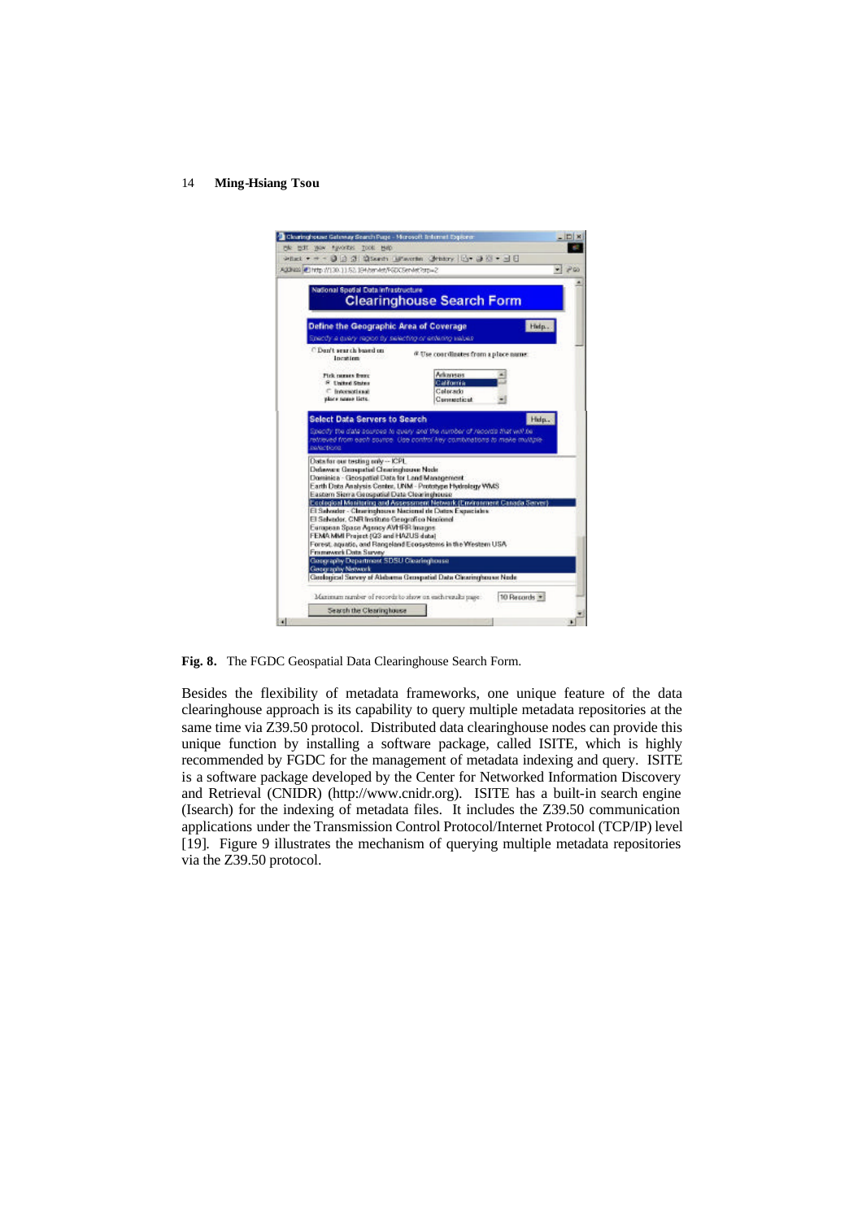**Fig. 8.** The FGDC Geospatial Data Clearinghouse Search Form.

Besides the flexibility of metadata frameworks, one unique feature of the data clearinghouse approach is its capability to query multiple metadata repositories at the same time via Z39.50 protocol. Distributed data clearinghouse nodes can provide this unique function by installing a software package, called ISITE, which is highly recommended by FGDC for the management of metadata indexing and query. ISITE is a software package developed by the Center for Networked Information Discovery and Retrieval (CNIDR) (http://www.cnidr.org). ISITE has a built-in search engine (Isearch) for the indexing of metadata files. It includes the Z39.50 communication applications under the Transmission Control Protocol/Internet Protocol (TCP/IP) level [19]. Figure 9 illustrates the mechanism of querying multiple metadata repositories via the Z39.50 protocol.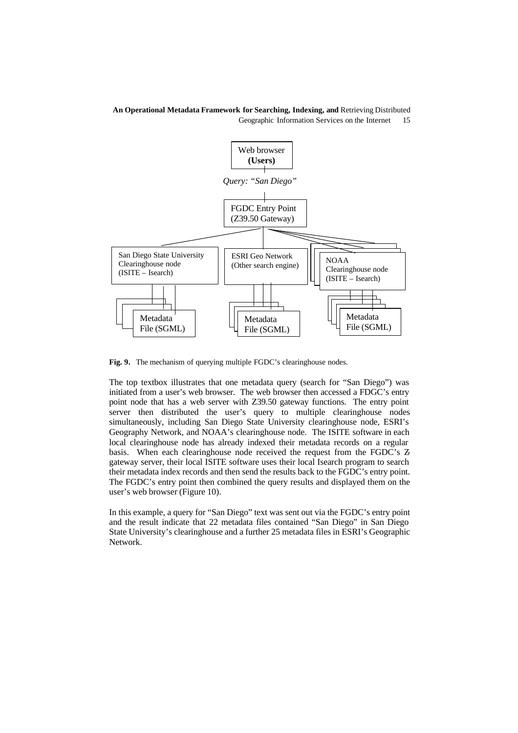Web browser
**(Users)**

*Query: "San Diego"*

FGDC Entry Point
(Z39.50 Gateway)

San Diego State University
Clearinghouse node
(ISITE – Isearch)

ESRI Geo Network
(Other search engine)

NOAA
Clearinghouse node
(ISITE – Isearch)

Metadata
File (SGML)

Metadata
File (SGML)

Metadata
File (SGML)

**Fig. 9.** The mechanism of querying multiple FGDC's clearinghouse nodes.

The top textbox illustrates that one metadata query (search for "San Diego") was initiated from a user's web browser. The web browser then accessed a FDGC's entry point node that has a web server with Z39.50 gateway functions. The entry point server then distributed the user's query to multiple clearinghouse nodes simultaneously, including San Diego State University clearinghouse node, ESRI's Geography Network, and NOAA's clearinghouse node. The ISITE software in each local clearinghouse node has already indexed their metadata records on a regular basis. When each clearinghouse node received the request from the FGDC's Z-gateway server, their local ISITE software uses their local Isearch program to search their metadata index records and then send the results back to the FGDC's entry point. The FGDC's entry point then combined the query results and displayed them on the user's web browser (Figure 10).

In this example, a query for "San Diego" text was sent out via the FGDC's entry point and the result indicate that 22 metadata files contained "San Diego" in San Diego State University's clearinghouse and a further 25 metadata files in ESRI's Geographic Network.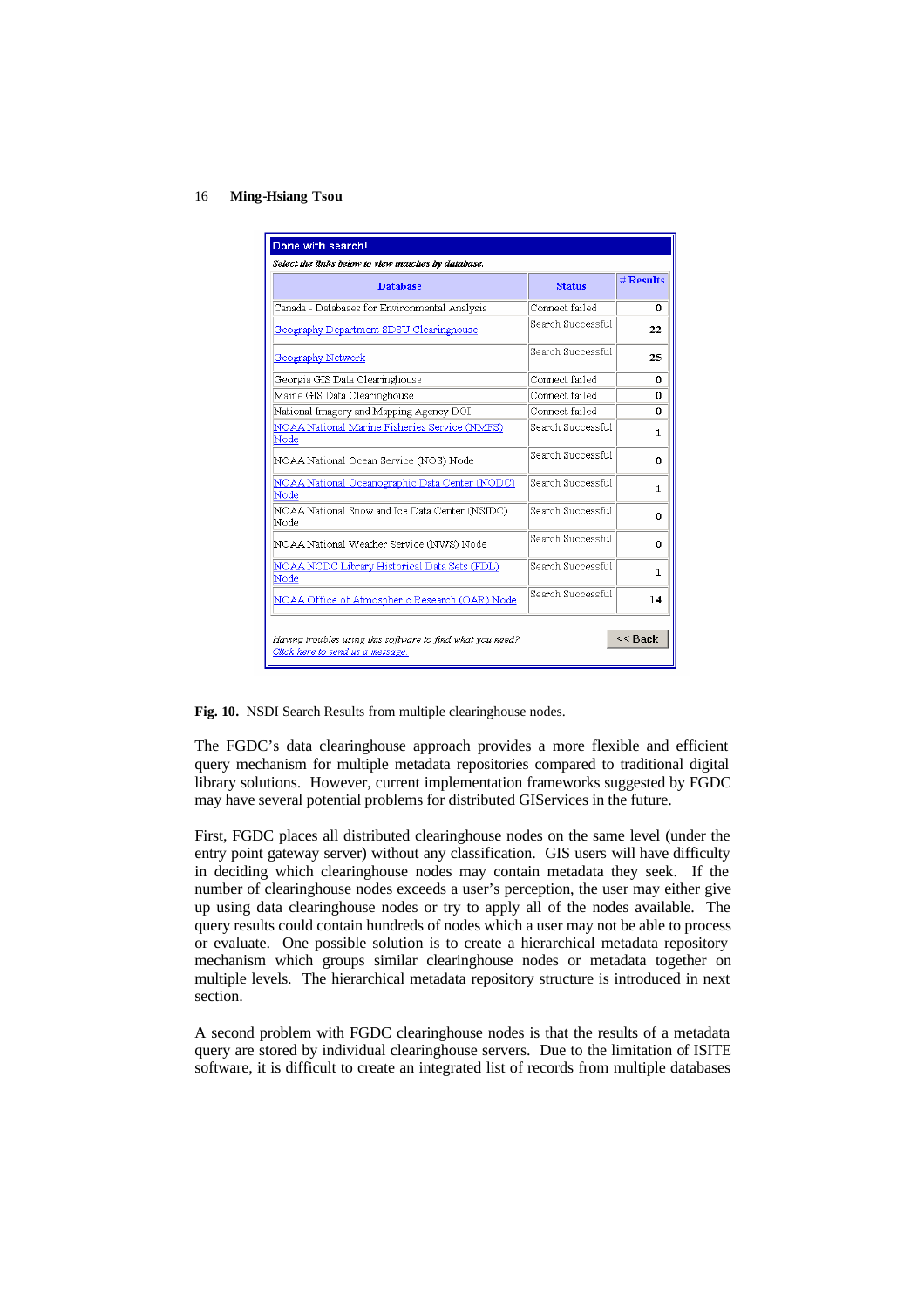Done with search!

*Select the links below to view matches by database.*

| Database | Status | # Results |
|---|---|---|
| Canada - Databases for Environmental Analysis | Connect failed | 0 |
| Geography Department SDSU Clearinghouse | Search Successful | 22 |
| Geography Network | Search Successful | 25 |
| Georgia GIS Data Clearinghouse | Connect failed | 0 |
| Maine GIS Data Clearinghouse | Connect failed | 0 |
| National Imagery and Mapping Agency DOI | Connect failed | 0 |
| NOAA National Marine Fisheries Service (NMFS) Node | Search Successful | 1 |
| NOAA National Ocean Service (NOS) Node | Search Successful | 0 |
| NOAA National Oceanographic Data Center (NODC) Node | Search Successful | 1 |
| NOAA National Snow and Ice Data Center (NSIDC) Node | Search Successful | 0 |
| NOAA National Weather Service (NWS) Node | Search Successful | 0 |
| NOAA NCDC Library Historical Data Sets (FDL) Node | Search Successful | 1 |
| NOAA Office of Atmospheric Research (OAR) Node | Search Successful | 14 |

*Having troubles using this software to find what you need? Click here to send us a message.*

<< Back

**Fig. 10.** NSDI Search Results from multiple clearinghouse nodes.

The FGDC's data clearinghouse approach provides a more flexible and efficient query mechanism for multiple metadata repositories compared to traditional digital library solutions. However, current implementation frameworks suggested by FGDC may have several potential problems for distributed GIServices in the future.

First, FGDC places all distributed clearinghouse nodes on the same level (under the entry point gateway server) without any classification. GIS users will have difficulty in deciding which clearinghouse nodes may contain metadata they seek. If the number of clearinghouse nodes exceeds a user's perception, the user may either give up using data clearinghouse nodes or try to apply all of the nodes available. The query results could contain hundreds of nodes which a user may not be able to process or evaluate. One possible solution is to create a hierarchical metadata repository mechanism which groups similar clearinghouse nodes or metadata together on multiple levels. The hierarchical metadata repository structure is introduced in next section.

A second problem with FGDC clearinghouse nodes is that the results of a metadata query are stored by individual clearinghouse servers. Due to the limitation of ISITE software, it is difficult to create an integrated list of records from multiple databases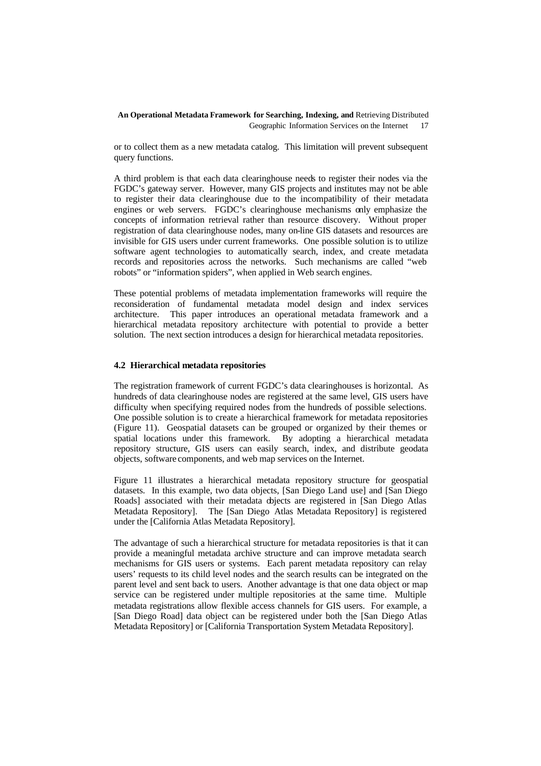or to collect them as a new metadata catalog. This limitation will prevent subsequent query functions.

A third problem is that each data clearinghouse needs to register their nodes via the FGDC's gateway server. However, many GIS projects and institutes may not be able to register their data clearinghouse due to the incompatibility of their metadata engines or web servers. FGDC's clearinghouse mechanisms only emphasize the concepts of information retrieval rather than resource discovery. Without proper registration of data clearinghouse nodes, many on-line GIS datasets and resources are invisible for GIS users under current frameworks. One possible solution is to utilize software agent technologies to automatically search, index, and create metadata records and repositories across the networks. Such mechanisms are called "web robots" or "information spiders", when applied in Web search engines.

These potential problems of metadata implementation frameworks will require the reconsideration of fundamental metadata model design and index services architecture. This paper introduces an operational metadata framework and a hierarchical metadata repository architecture with potential to provide a better solution. The next section introduces a design for hierarchical metadata repositories.

### 4.2 Hierarchical metadata repositories

The registration framework of current FGDC's data clearinghouses is horizontal. As hundreds of data clearinghouse nodes are registered at the same level, GIS users have difficulty when specifying required nodes from the hundreds of possible selections. One possible solution is to create a hierarchical framework for metadata repositories (Figure 11). Geospatial datasets can be grouped or organized by their themes or spatial locations under this framework. By adopting a hierarchical metadata repository structure, GIS users can easily search, index, and distribute geodata objects, software components, and web map services on the Internet.

Figure 11 illustrates a hierarchical metadata repository structure for geospatial datasets. In this example, two data objects, [San Diego Land use] and [San Diego Roads] associated with their metadata objects are registered in [San Diego Atlas Metadata Repository]. The [San Diego Atlas Metadata Repository] is registered under the [California Atlas Metadata Repository].

The advantage of such a hierarchical structure for metadata repositories is that it can provide a meaningful metadata archive structure and can improve metadata search mechanisms for GIS users or systems. Each parent metadata repository can relay users' requests to its child level nodes and the search results can be integrated on the parent level and sent back to users. Another advantage is that one data object or map service can be registered under multiple repositories at the same time. Multiple metadata registrations allow flexible access channels for GIS users. For example, a [San Diego Road] data object can be registered under both the [San Diego Atlas Metadata Repository] or [California Transportation System Metadata Repository].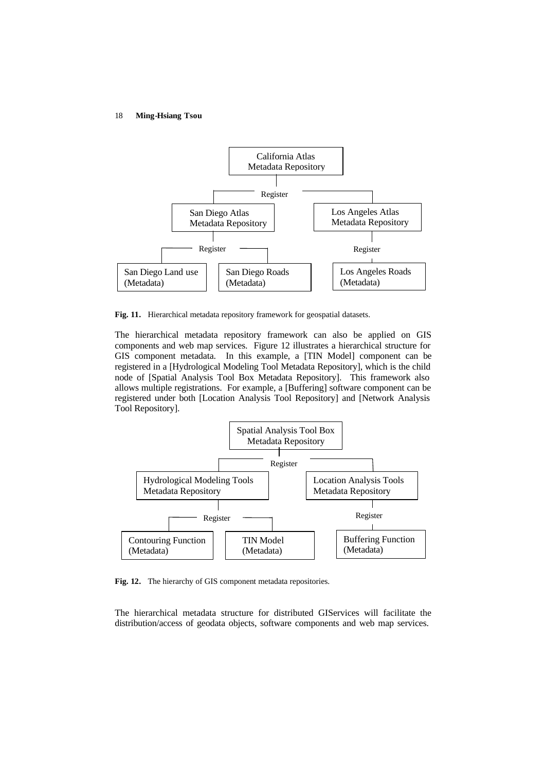**Fig. 11.** Hierarchical metadata repository framework for geospatial datasets.

The hierarchical metadata repository framework can also be applied on GIS components and web map services. Figure 12 illustrates a hierarchical structure for GIS component metadata. In this example, a [TIN Model] component can be registered in a [Hydrological Modeling Tool Metadata Repository], which is the child node of [Spatial Analysis Tool Box Metadata Repository]. This framework also allows multiple registrations. For example, a [Buffering] software component can be registered under both [Location Analysis Tool Repository] and [Network Analysis Tool Repository].

**Fig. 12.** The hierarchy of GIS component metadata repositories.

The hierarchical metadata structure for distributed GIServices will facilitate the distribution/access of geodata objects, software components and web map services.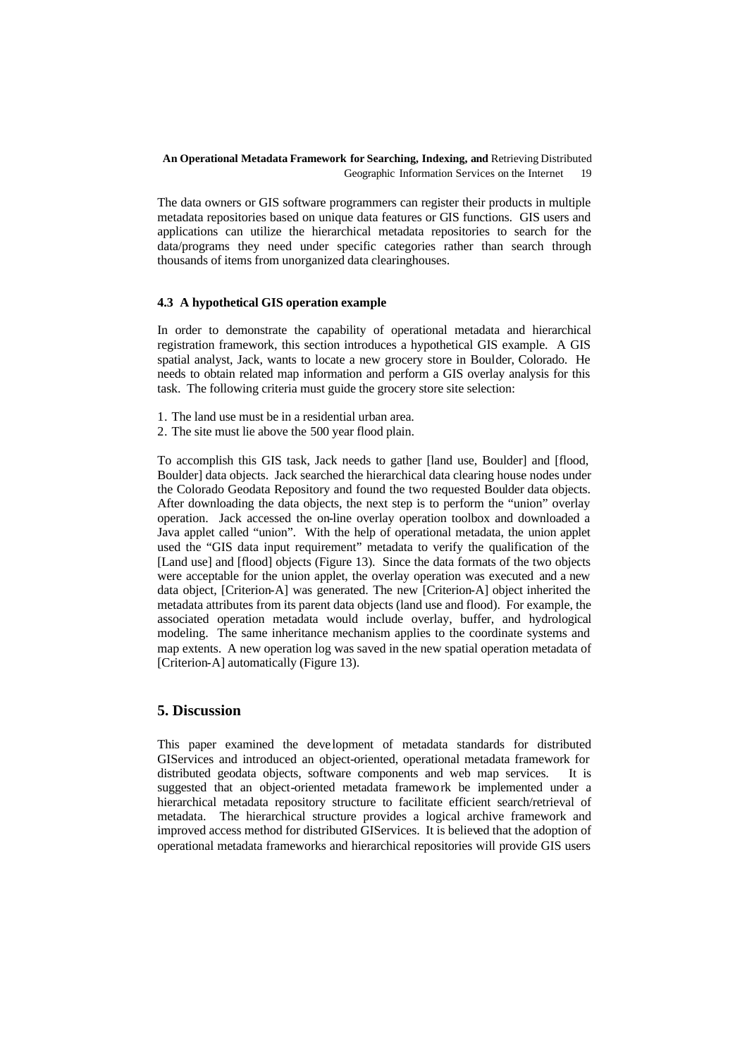The data owners or GIS software programmers can register their products in multiple metadata repositories based on unique data features or GIS functions. GIS users and applications can utilize the hierarchical metadata repositories to search for the data/programs they need under specific categories rather than search through thousands of items from unorganized data clearinghouses.

### 4.3 A hypothetical GIS operation example

In order to demonstrate the capability of operational metadata and hierarchical registration framework, this section introduces a hypothetical GIS example. A GIS spatial analyst, Jack, wants to locate a new grocery store in Boulder, Colorado. He needs to obtain related map information and perform a GIS overlay analysis for this task. The following criteria must guide the grocery store site selection:

1. The land use must be in a residential urban area.
2. The site must lie above the 500 year flood plain.

To accomplish this GIS task, Jack needs to gather [land use, Boulder] and [flood, Boulder] data objects. Jack searched the hierarchical data clearing house nodes under the Colorado Geodata Repository and found the two requested Boulder data objects. After downloading the data objects, the next step is to perform the "union" overlay operation. Jack accessed the on-line overlay operation toolbox and downloaded a Java applet called "union". With the help of operational metadata, the union applet used the "GIS data input requirement" metadata to verify the qualification of the [Land use] and [flood] objects (Figure 13). Since the data formats of the two objects were acceptable for the union applet, the overlay operation was executed and a new data object, [Criterion-A] was generated. The new [Criterion-A] object inherited the metadata attributes from its parent data objects (land use and flood). For example, the associated operation metadata would include overlay, buffer, and hydrological modeling. The same inheritance mechanism applies to the coordinate systems and map extents. A new operation log was saved in the new spatial operation metadata of [Criterion-A] automatically (Figure 13).

## 5. Discussion

This paper examined the development of metadata standards for distributed GIServices and introduced an object-oriented, operational metadata framework for distributed geodata objects, software components and web map services. It is suggested that an object-oriented metadata framework be implemented under a hierarchical metadata repository structure to facilitate efficient search/retrieval of metadata. The hierarchical structure provides a logical archive framework and improved access method for distributed GIServices. It is believed that the adoption of operational metadata frameworks and hierarchical repositories will provide GIS users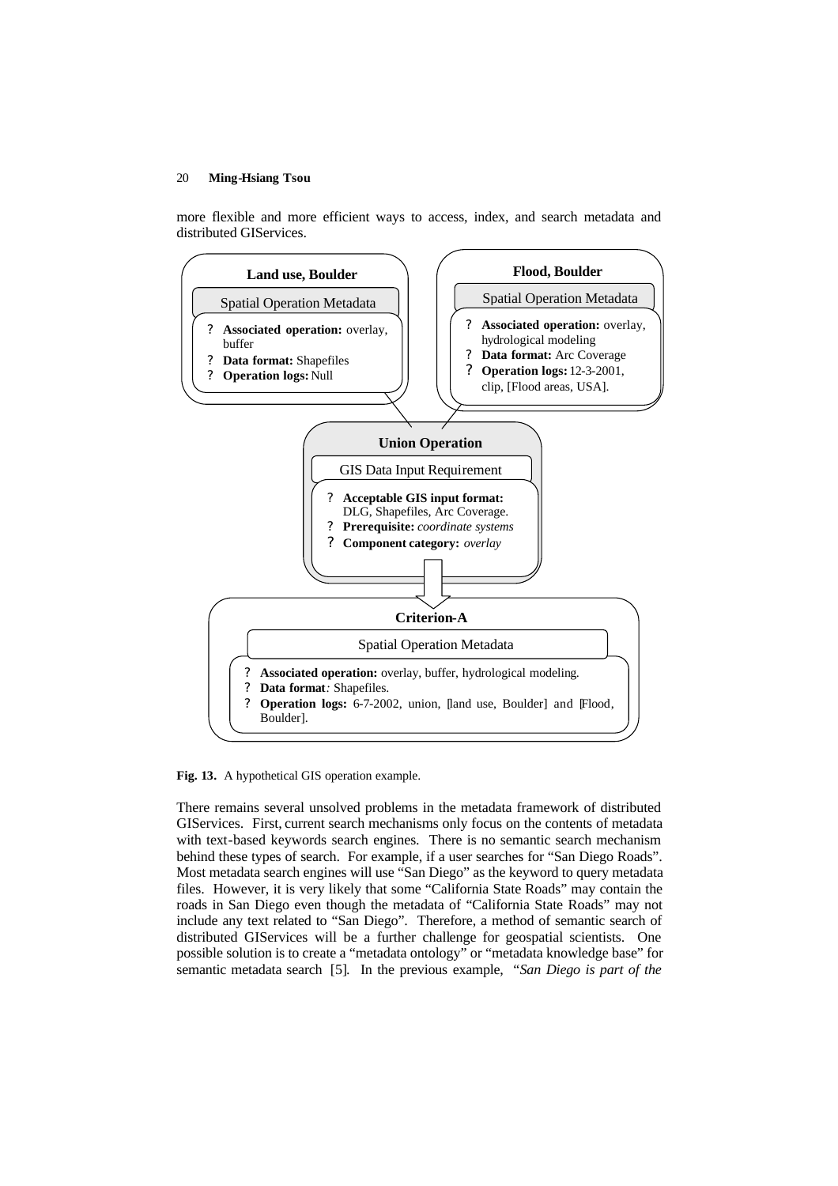more flexible and more efficient ways to access, index, and search metadata and distributed GIServices.

**Land use, Boulder**

Spatial Operation Metadata

- **Associated operation:** overlay, buffer
- **Data format:** Shapefiles
- **Operation logs:** Null

**Flood, Boulder**

Spatial Operation Metadata

- **Associated operation:** overlay, hydrological modeling
- **Data format:** Arc Coverage
- **Operation logs:** 12-3-2001, clip, [Flood areas, USA].

**Union Operation**

GIS Data Input Requirement

- **Acceptable GIS input format:** DLG, Shapefiles, Arc Coverage.
- **Prerequisite:** *coordinate systems*
- **Component category:** *overlay*

**Criterion-A**

Spatial Operation Metadata

- **Associated operation:** overlay, buffer, hydrological modeling.
- **Data format***:* Shapefiles.
- **Operation logs:** 6-7-2002, union, [land use, Boulder] and [Flood, Boulder].

**Fig. 13.** A hypothetical GIS operation example.

There remains several unsolved problems in the metadata framework of distributed GIServices. First, current search mechanisms only focus on the contents of metadata with text-based keywords search engines. There is no semantic search mechanism behind these types of search. For example, if a user searches for "San Diego Roads". Most metadata search engines will use "San Diego" as the keyword to query metadata files. However, it is very likely that some "California State Roads" may contain the roads in San Diego even though the metadata of "California State Roads" may not include any text related to "San Diego". Therefore, a method of semantic search of distributed GIServices will be a further challenge for geospatial scientists. One possible solution is to create a "metadata ontology" or "metadata knowledge base" for semantic metadata search [5]. In the previous example, *"San Diego is part of the*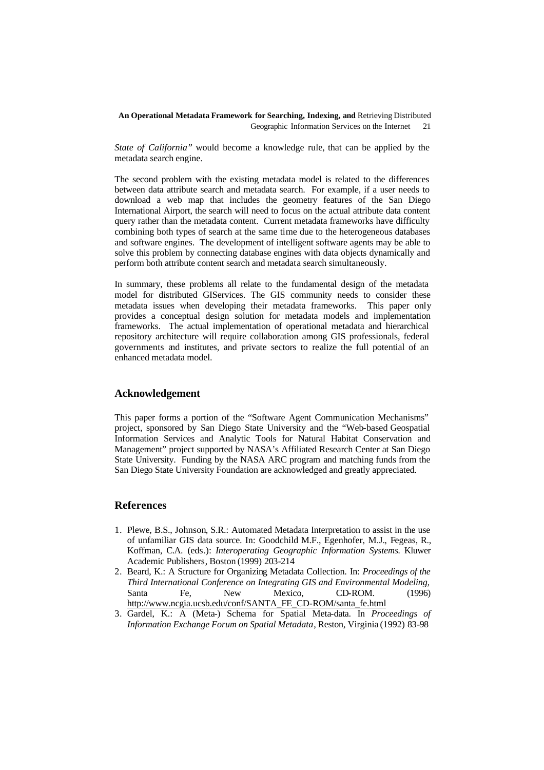*State of California"* would become a knowledge rule, that can be applied by the metadata search engine.

The second problem with the existing metadata model is related to the differences between data attribute search and metadata search. For example, if a user needs to download a web map that includes the geometry features of the San Diego International Airport, the search will need to focus on the actual attribute data content query rather than the metadata content. Current metadata frameworks have difficulty combining both types of search at the same time due to the heterogeneous databases and software engines. The development of intelligent software agents may be able to solve this problem by connecting database engines with data objects dynamically and perform both attribute content search and metadata search simultaneously.

In summary, these problems all relate to the fundamental design of the metadata model for distributed GIServices. The GIS community needs to consider these metadata issues when developing their metadata frameworks. This paper only provides a conceptual design solution for metadata models and implementation frameworks. The actual implementation of operational metadata and hierarchical repository architecture will require collaboration among GIS professionals, federal governments and institutes, and private sectors to realize the full potential of an enhanced metadata model.

## Acknowledgement

This paper forms a portion of the "Software Agent Communication Mechanisms" project, sponsored by San Diego State University and the "Web-based Geospatial Information Services and Analytic Tools for Natural Habitat Conservation and Management" project supported by NASA's Affiliated Research Center at San Diego State University. Funding by the NASA ARC program and matching funds from the San Diego State University Foundation are acknowledged and greatly appreciated.

## References

1. Plewe, B.S., Johnson, S.R.: Automated Metadata Interpretation to assist in the use of unfamiliar GIS data source. In: Goodchild M.F., Egenhofer, M.J., Fegeas, R., Koffman, C.A. (eds.): *Interoperating Geographic Information Systems.* Kluwer Academic Publishers, Boston (1999) 203-214
2. Beard, K.: A Structure for Organizing Metadata Collection. In: *Proceedings of the Third International Conference on Integrating GIS and Environmental Modeling,* Santa Fe, New Mexico, CD-ROM. (1996) http://www.ncgia.ucsb.edu/conf/SANTA_FE_CD-ROM/santa_fe.html
3. Gardel, K.: A (Meta-) Schema for Spatial Meta-data. In *Proceedings of Information Exchange Forum on Spatial Metadata*, Reston, Virginia (1992) 83-98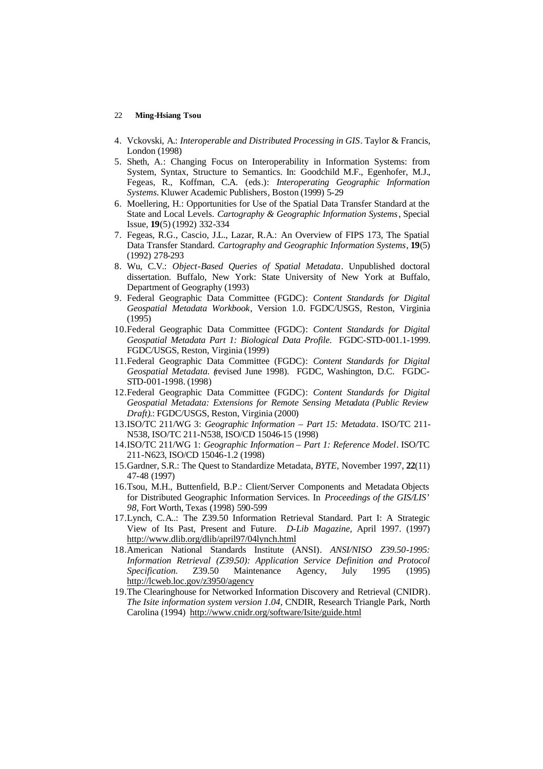4. Vckovski, A.: *Interoperable and Distributed Processing in GIS*. Taylor & Francis, London (1998)
5. Sheth, A.: Changing Focus on Interoperability in Information Systems: from System, Syntax, Structure to Semantics. In: Goodchild M.F., Egenhofer, M.J., Fegeas, R., Koffman, C.A. (eds.): *Interoperating Geographic Information Systems*. Kluwer Academic Publishers, Boston (1999) 5-29
6. Moellering, H.: Opportunities for Use of the Spatial Data Transfer Standard at the State and Local Levels. *Cartography & Geographic Information Systems*, Special Issue, **19**(5) (1992) 332-334
7. Fegeas, R.G., Cascio, J.L., Lazar, R.A.: An Overview of FIPS 173, The Spatial Data Transfer Standard. *Cartography and Geographic Information Systems*, **19**(5) (1992) 278-293
8. Wu, C.V.: *Object-Based Queries of Spatial Metadata*. Unpublished doctoral dissertation. Buffalo, New York: State University of New York at Buffalo, Department of Geography (1993)
9. Federal Geographic Data Committee (FGDC): *Content Standards for Digital Geospatial Metadata Workbook*, Version 1.0. FGDC/USGS, Reston, Virginia (1995)
10. Federal Geographic Data Committee (FGDC): *Content Standards for Digital Geospatial Metadata Part 1: Biological Data Profile*. FGDC-STD-001.1-1999. FGDC/USGS, Reston, Virginia (1999)
11. Federal Geographic Data Committee (FGDC): *Content Standards for Digital Geospatial Metadata.* (revised June 1998). FGDC, Washington, D.C. FGDC-STD-001-1998. (1998)
12. Federal Geographic Data Committee (FGDC): *Content Standards for Digital Geospatial Metadata: Extensions for Remote Sensing Metadata (Public Review Draft).*: FGDC/USGS, Reston, Virginia (2000)
13. ISO/TC 211/WG 3: *Geographic Information – Part 15: Metadata*. ISO/TC 211-N538, ISO/TC 211-N538, ISO/CD 15046-15 (1998)
14. ISO/TC 211/WG 1: *Geographic Information – Part 1: Reference Model*. ISO/TC 211-N623, ISO/CD 15046-1.2 (1998)
15. Gardner, S.R.: The Quest to Standardize Metadata, *BYTE*, November 1997, **22**(11) 47-48 (1997)
16. Tsou, M.H., Buttenfield, B.P.: Client/Server Components and Metadata Objects for Distributed Geographic Information Services. In *Proceedings of the GIS/LIS' 98*, Fort Worth, Texas (1998) 590-599
17. Lynch, C.A..: The Z39.50 Information Retrieval Standard. Part I: A Strategic View of Its Past, Present and Future. *D-Lib Magazine*, April 1997. (1997) http://www.dlib.org/dlib/april97/04lynch.html
18. American National Standards Institute (ANSI). *ANSI/NISO Z39.50-1995: Information Retrieval (Z39.50): Application Service Definition and Protocol Specification.* Z39.50 Maintenance Agency, July 1995 (1995) http://lcweb.loc.gov/z3950/agency
19. The Clearinghouse for Networked Information Discovery and Retrieval (CNIDR). *The Isite information system version 1.04*, CNDIR, Research Triangle Park, North Carolina (1994) http://www.cnidr.org/software/Isite/guide.html